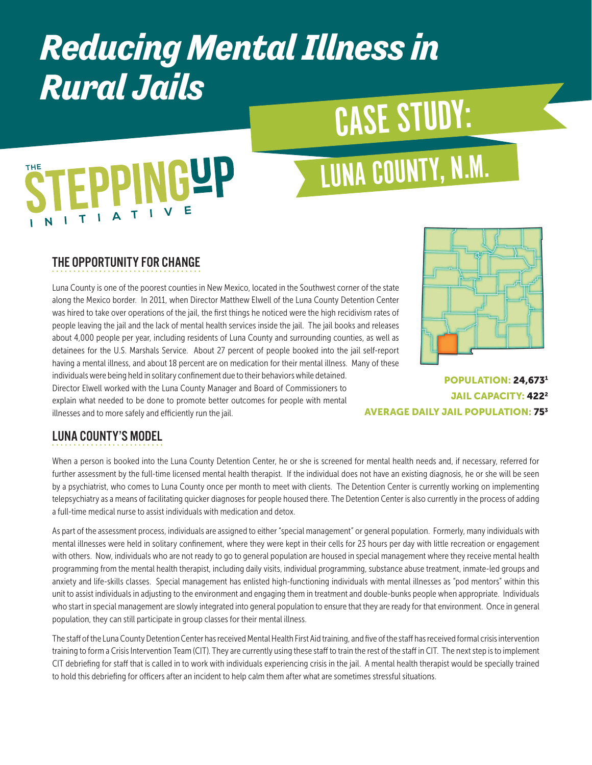# *Reducing Mental Illness in Rural Jails*

# CASE STUDY: LUNA COUNTY, N.M.

THE STEPPING UP INITIATIVE

## THE OPPORTUNITY FOR CHANGE

Luna County is one of the poorest counties in New Mexico, located in the Southwest corner of the state along the Mexico border. In 2011, when Director Matthew Elwell of the Luna County Detention Center was hired to take over operations of the jail, the first things he noticed were the high recidivism rates of people leaving the jail and the lack of mental health services inside the jail. The jail books and releases about 4,000 people per year, including residents of Luna County and surrounding counties, as well as detainees for the U.S. Marshals Service. About 27 percent of people booked into the jail self-report having a mental illness, and about 18 percent are on medication for their mental illness. Many of these individuals were being held in solitary confinement due to their behaviors while detained. Director Elwell worked with the Luna County Manager and Board of Commissioners to explain what needed to be done to promote better outcomes for people with mental illnesses and to more safely and efficiently run the jail.

**POPULATION: 24,673**[1]
**JAIL CAPACITY: 422**[2]
**AVERAGE DAILY JAIL POPULATION: 75**[3]

## LUNA COUNTY'S MODEL

When a person is booked into the Luna County Detention Center, he or she is screened for mental health needs and, if necessary, referred for further assessment by the full-time licensed mental health therapist. If the individual does not have an existing diagnosis, he or she will be seen by a psychiatrist, who comes to Luna County once per month to meet with clients. The Detention Center is currently working on implementing telepsychiatry as a means of facilitating quicker diagnoses for people housed there. The Detention Center is also currently in the process of adding a full-time medical nurse to assist individuals with medication and detox.

As part of the assessment process, individuals are assigned to either "special management" or general population. Formerly, many individuals with mental illnesses were held in solitary confinement, where they were kept in their cells for 23 hours per day with little recreation or engagement with others. Now, individuals who are not ready to go to general population are housed in special management where they receive mental health programming from the mental health therapist, including daily visits, individual programming, substance abuse treatment, inmate-led groups and anxiety and life-skills classes. Special management has enlisted high-functioning individuals with mental illnesses as "pod mentors" within this unit to assist individuals in adjusting to the environment and engaging them in treatment and double-bunks people when appropriate. Individuals who start in special management are slowly integrated into general population to ensure that they are ready for that environment. Once in general population, they can still participate in group classes for their mental illness.

The staff of the Luna County Detention Center has received Mental Health First Aid training, and five of the staff has received formal crisis intervention training to form a Crisis Intervention Team (CIT). They are currently using these staff to train the rest of the staff in CIT. The next step is to implement CIT debriefing for staff that is called in to work with individuals experiencing crisis in the jail. A mental health therapist would be specially trained to hold this debriefing for officers after an incident to help calm them after what are sometimes stressful situations.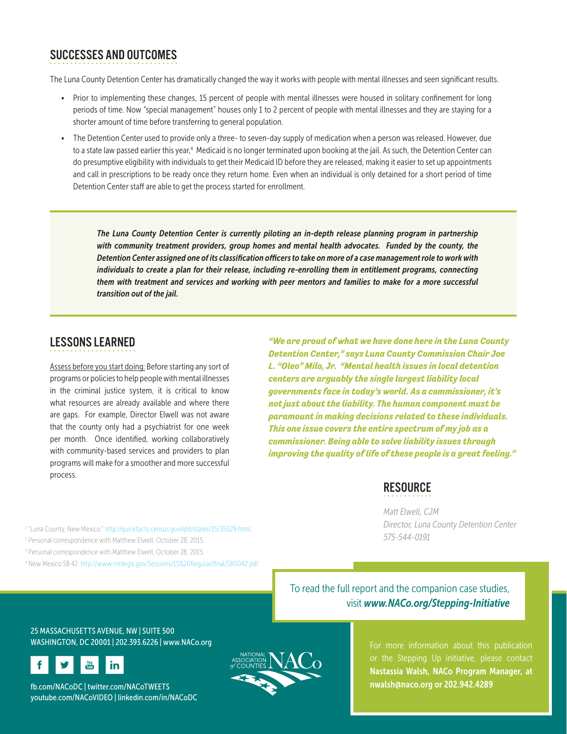## SUCCESSES AND OUTCOMES

The Luna County Detention Center has dramatically changed the way it works with people with mental illnesses and seen significant results.

- Prior to implementing these changes, 15 percent of people with mental illnesses were housed in solitary confinement for long periods of time. Now "special management" houses only 1 to 2 percent of people with mental illnesses and they are staying for a shorter amount of time before transferring to general population.
- The Detention Center used to provide only a three- to seven-day supply of medication when a person was released. However, due to a state law passed earlier this year,[4] Medicaid is no longer terminated upon booking at the jail. As such, the Detention Center can do presumptive eligibility with individuals to get their Medicaid ID before they are released, making it easier to set up appointments and call in prescriptions to be ready once they return home. Even when an individual is only detained for a short period of time Detention Center staff are able to get the process started for enrollment.

***The Luna County Detention Center is currently piloting an in-depth release planning program in partnership with community treatment providers, group homes and mental health advocates. Funded by the county, the Detention Center assigned one of its classification officers to take on more of a case management role to work with individuals to create a plan for their release, including re-enrolling them in entitlement programs, connecting them with treatment and services and working with peer mentors and families to make for a more successful transition out of the jail.***

## LESSONS LEARNED

Assess before you start doing: Before starting any sort of programs or policies to help people with mental illnesses in the criminal justice system, it is critical to know what resources are already available and where there are gaps. For example, Director Elwell was not aware that the county only had a psychiatrist for one week per month. Once identified, working collaboratively with community-based services and providers to plan programs will make for a smoother and more successful process.

***"We are proud of what we have done here in the Luna County Detention Center," says Luna County Commission Chair Joe L. "Oleo" Milo, Jr. "Mental health issues in local detention centers are arguably the single largest liability local governments face in today's world. As a commissioner, it's not just about the liability. The human component must be paramount in making decisions related to these individuals. This one issue covers the entire spectrum of my job as a commissioner. Being able to solve liability issues through improving the quality of life of these people is a great feeling."***

## RESOURCE

*Matt Elwell, CJM*
*Director, Luna County Detention Center*
*575-544-0191*

[1] "Luna County, New Mexico." http://quickfacts.census.gov/qfd/states/35/35029.html.
[2] Personal correspondence with Matthew Elwell, October 28, 2015.
[3] Personal correspondence with Matthew Elwell, October 28, 2015.
[4] New Mexico SB 42. http://www.nmlegis.gov/Sessions/15%20Regular/final/SB0042.pdf.

To read the full report and the companion case studies, visit ***www.NACo.org/Stepping-Initiative***

25 MASSACHUSETTS AVENUE, NW | SUITE 500
WASHINGTON, DC 20001 | 202.393.6226 | www.NACo.org

fb.com/NACoDC | twitter.com/NACoTWEETS
youtube.com/NACoVIDEO | linkedin.com/in/NACoDC

NATIONAL ASSOCIATION of COUNTIES NACo

For more information about this publication or the Stepping Up initiative, please contact **Nastassia Walsh, NACo Program Manager, at nwalsh@naco.org or 202.942.4289**